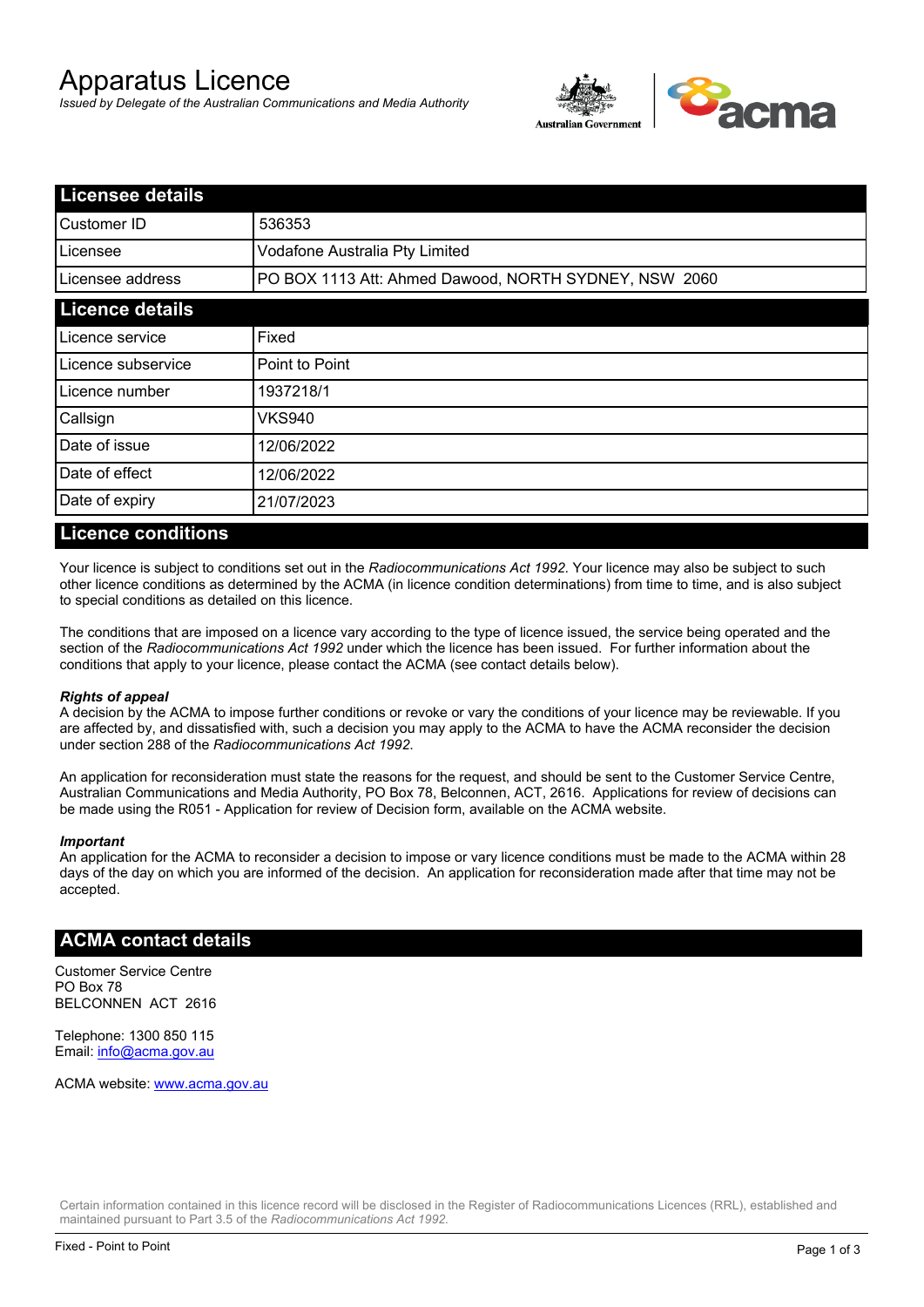# Apparatus Licence

*Issued by Delegate of the Australian Communications and Media Authority*

## Licensee details

| Licensee details | |
|---|---|
| Customer ID | 536353 |
| Licensee | Vodafone Australia Pty Limited |
| Licensee address | PO BOX 1113 Att: Ahmed Dawood, NORTH SYDNEY, NSW 2060 |

## Licence details

| Licence details | |
|---|---|
| Licence service | Fixed |
| Licence subservice | Point to Point |
| Licence number | 1937218/1 |
| Callsign | VKS940 |
| Date of issue | 12/06/2022 |
| Date of effect | 12/06/2022 |
| Date of expiry | 21/07/2023 |

## Licence conditions

Your licence is subject to conditions set out in the *Radiocommunications Act 1992*. Your licence may also be subject to such other licence conditions as determined by the ACMA (in licence condition determinations) from time to time, and is also subject to special conditions as detailed on this licence.

The conditions that are imposed on a licence vary according to the type of licence issued, the service being operated and the section of the *Radiocommunications Act 1992* under which the licence has been issued. For further information about the conditions that apply to your licence, please contact the ACMA (see contact details below).

***Rights of appeal***

A decision by the ACMA to impose further conditions or revoke or vary the conditions of your licence may be reviewable. If you are affected by, and dissatisfied with, such a decision you may apply to the ACMA to have the ACMA reconsider the decision under section 288 of the *Radiocommunications Act 1992*.

An application for reconsideration must state the reasons for the request, and should be sent to the Customer Service Centre, Australian Communications and Media Authority, PO Box 78, Belconnen, ACT, 2616. Applications for review of decisions can be made using the R051 - Application for review of Decision form, available on the ACMA website.

***Important***

An application for the ACMA to reconsider a decision to impose or vary licence conditions must be made to the ACMA within 28 days of the day on which you are informed of the decision. An application for reconsideration made after that time may not be accepted.

## ACMA contact details

Customer Service Centre
PO Box 78
BELCONNEN ACT 2616

Telephone: 1300 850 115
Email: info@acma.gov.au

ACMA website: www.acma.gov.au

Certain information contained in this licence record will be disclosed in the Register of Radiocommunications Licences (RRL), established and maintained pursuant to Part 3.5 of the *Radiocommunications Act 1992.*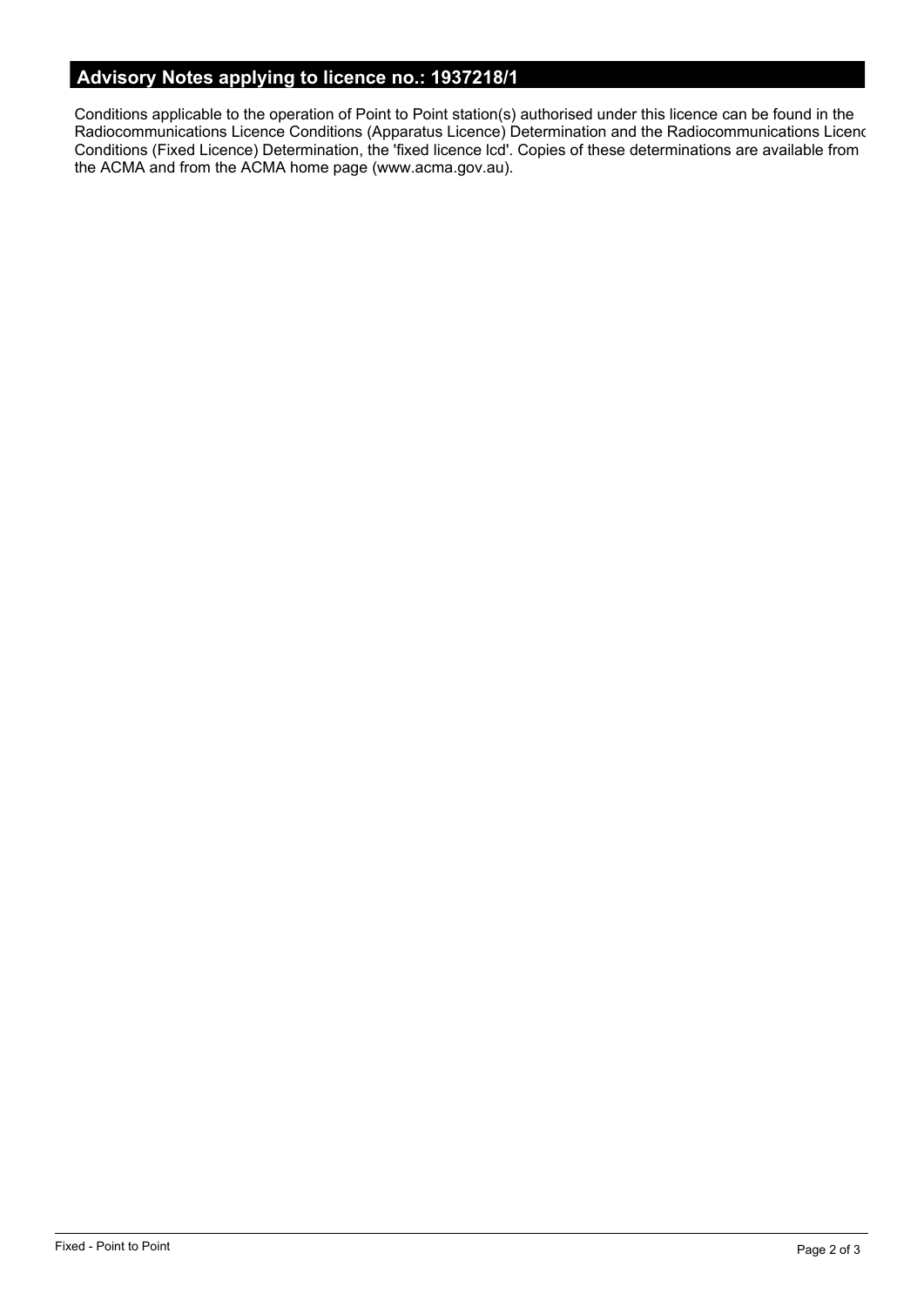## Advisory Notes applying to licence no.: 1937218/1

Conditions applicable to the operation of Point to Point station(s) authorised under this licence can be found in the Radiocommunications Licence Conditions (Apparatus Licence) Determination and the Radiocommunications Licenc Conditions (Fixed Licence) Determination, the 'fixed licence lcd'. Copies of these determinations are available from the ACMA and from the ACMA home page (www.acma.gov.au).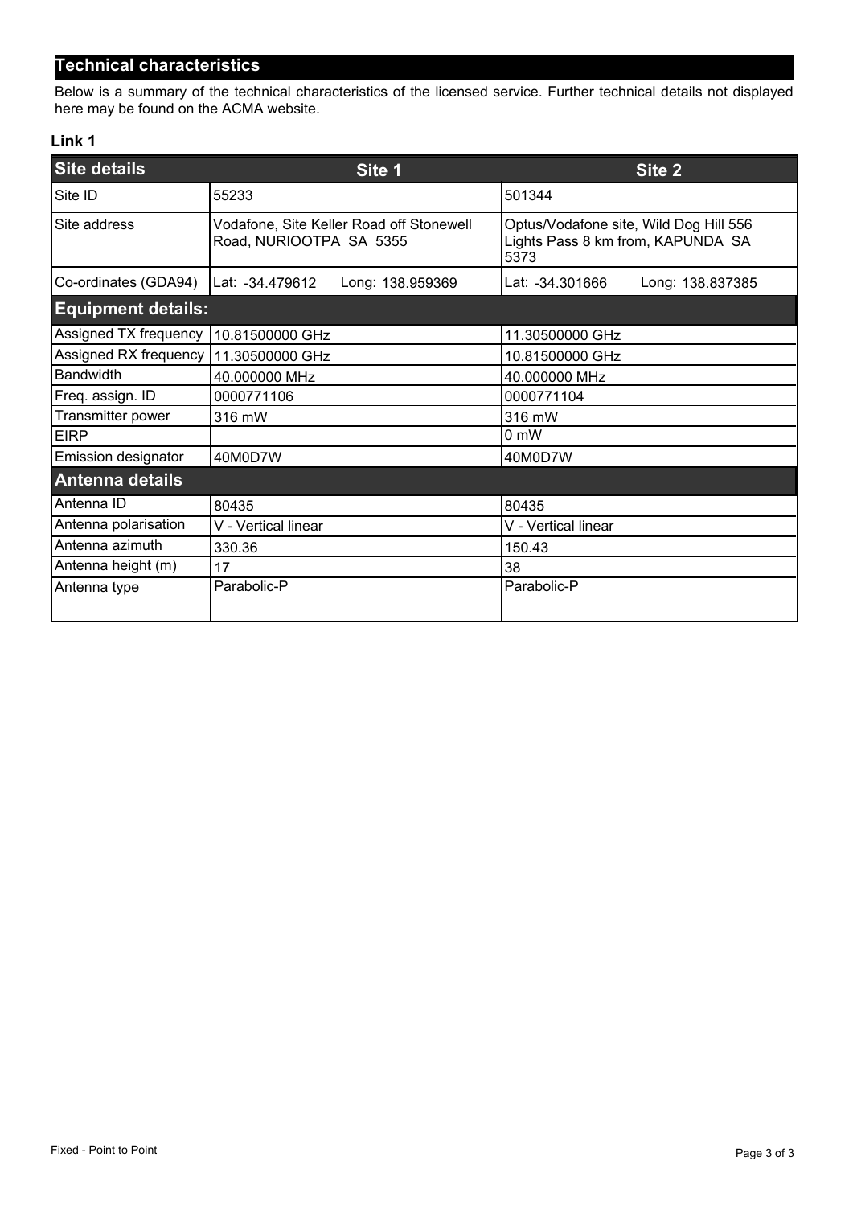## Technical characteristics

Below is a summary of the technical characteristics of the licensed service. Further technical details not displayed here may be found on the ACMA website.

### Link 1

| Site details | Site 1 | Site 2 |
|---|---|---|
| Site ID | 55233 | 501344 |
| Site address | Vodafone, Site Keller Road off Stonewell Road, NURIOOTPA SA 5355 | Optus/Vodafone site, Wild Dog Hill 556 Lights Pass 8 km from, KAPUNDA SA 5373 |
| Co-ordinates (GDA94) | Lat: -34.479612 Long: 138.959369 | Lat: -34.301666 Long: 138.837385 |
| **Equipment details:** | | |
| Assigned TX frequency | 10.81500000 GHz | 11.30500000 GHz |
| Assigned RX frequency | 11.30500000 GHz | 10.81500000 GHz |
| Bandwidth | 40.000000 MHz | 40.000000 MHz |
| Freq. assign. ID | 0000771106 | 0000771104 |
| Transmitter power | 316 mW | 316 mW |
| EIRP | | 0 mW |
| Emission designator | 40M0D7W | 40M0D7W |
| **Antenna details** | | |
| Antenna ID | 80435 | 80435 |
| Antenna polarisation | V - Vertical linear | V - Vertical linear |
| Antenna azimuth | 330.36 | 150.43 |
| Antenna height (m) | 17 | 38 |
| Antenna type | Parabolic-P | Parabolic-P |

Fixed - Point to Point